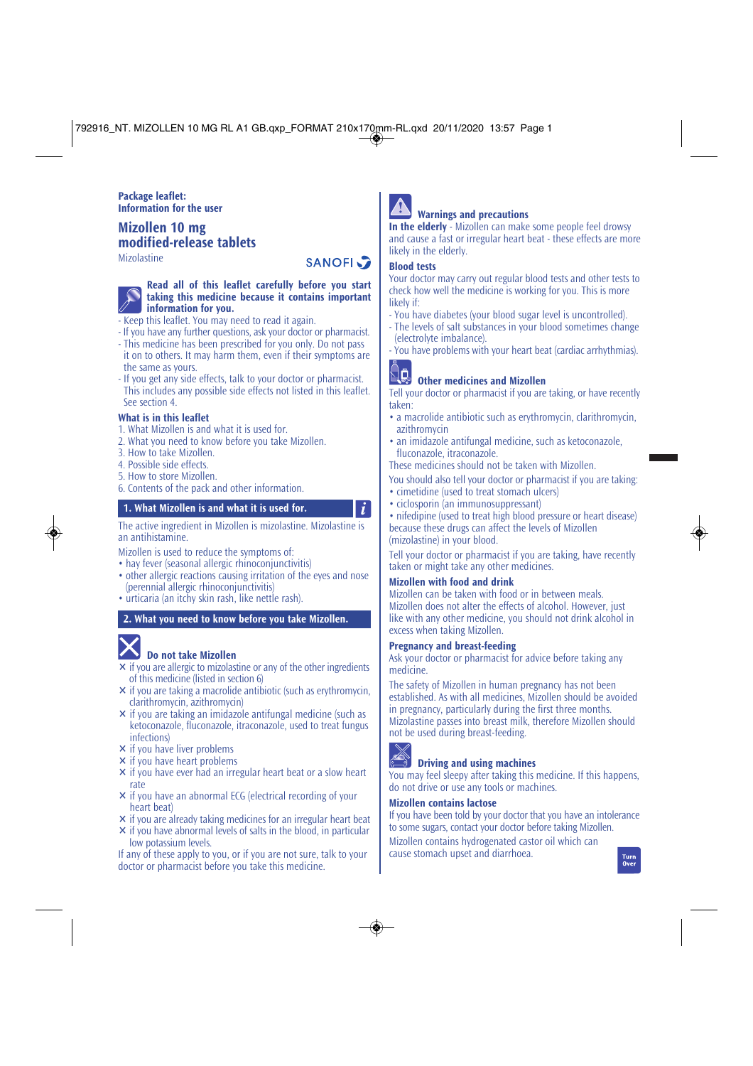**Package leaflet:**
**Information for the user**

# Mizollen 10 mg modified-release tablets

Mizolastine

SANOFI

**Read all of this leaflet carefully before you start taking this medicine because it contains important information for you.**

- Keep this leaflet. You may need to read it again.
- If you have any further questions, ask your doctor or pharmacist.
- This medicine has been prescribed for you only. Do not pass it on to others. It may harm them, even if their symptoms are the same as yours.
- If you get any side effects, talk to your doctor or pharmacist. This includes any possible side effects not listed in this leaflet. See section 4.

### What is in this leaflet

1. What Mizollen is and what it is used for.
2. What you need to know before you take Mizollen.
3. How to take Mizollen.
4. Possible side effects.
5. How to store Mizollen.
6. Contents of the pack and other information.

## 1. What Mizollen is and what it is used for.

The active ingredient in Mizollen is mizolastine. Mizolastine is an antihistamine.

Mizollen is used to reduce the symptoms of:

- hay fever (seasonal allergic rhinoconjunctivitis)
- other allergic reactions causing irritation of the eyes and nose (perennial allergic rhinoconjunctivitis)
- urticaria (an itchy skin rash, like nettle rash).

## 2. What you need to know before you take Mizollen.

### Do not take Mizollen

- ✕ if you are allergic to mizolastine or any of the other ingredients of this medicine (listed in section 6)
- ✕ if you are taking a macrolide antibiotic (such as erythromycin, clarithromycin, azithromycin)
- ✕ if you are taking an imidazole antifungal medicine (such as ketoconazole, fluconazole, itraconazole, used to treat fungus infections)
- ✕ if you have liver problems
- ✕ if you have heart problems
- ✕ if you have ever had an irregular heart beat or a slow heart rate
- ✕ if you have an abnormal ECG (electrical recording of your heart beat)
- ✕ if you are already taking medicines for an irregular heart beat
- ✕ if you have abnormal levels of salts in the blood, in particular low potassium levels.

If any of these apply to you, or if you are not sure, talk to your doctor or pharmacist before you take this medicine.

### Warnings and precautions

**In the elderly** - Mizollen can make some people feel drowsy and cause a fast or irregular heart beat - these effects are more likely in the elderly.

### Blood tests

Your doctor may carry out regular blood tests and other tests to check how well the medicine is working for you. This is more likely if:

- You have diabetes (your blood sugar level is uncontrolled).
- The levels of salt substances in your blood sometimes change (electrolyte imbalance).
- You have problems with your heart beat (cardiac arrhythmias).

### Other medicines and Mizollen

Tell your doctor or pharmacist if you are taking, or have recently taken:

- a macrolide antibiotic such as erythromycin, clarithromycin, azithromycin
- an imidazole antifungal medicine, such as ketoconazole, fluconazole, itraconazole.

These medicines should not be taken with Mizollen.

You should also tell your doctor or pharmacist if you are taking:

- cimetidine (used to treat stomach ulcers)
- ciclosporin (an immunosuppressant)
- nifedipine (used to treat high blood pressure or heart disease)

because these drugs can affect the levels of Mizollen (mizolastine) in your blood.

Tell your doctor or pharmacist if you are taking, have recently taken or might take any other medicines.

### Mizollen with food and drink

Mizollen can be taken with food or in between meals. Mizollen does not alter the effects of alcohol. However, just like with any other medicine, you should not drink alcohol in excess when taking Mizollen.

### Pregnancy and breast-feeding

Ask your doctor or pharmacist for advice before taking any medicine.

The safety of Mizollen in human pregnancy has not been established. As with all medicines, Mizollen should be avoided in pregnancy, particularly during the first three months. Mizolastine passes into breast milk, therefore Mizollen should not be used during breast-feeding.

### Driving and using machines

You may feel sleepy after taking this medicine. If this happens, do not drive or use any tools or machines.

### Mizollen contains lactose

If you have been told by your doctor that you have an intolerance to some sugars, contact your doctor before taking Mizollen.

Mizollen contains hydrogenated castor oil which can cause stomach upset and diarrhoea.

Turn Over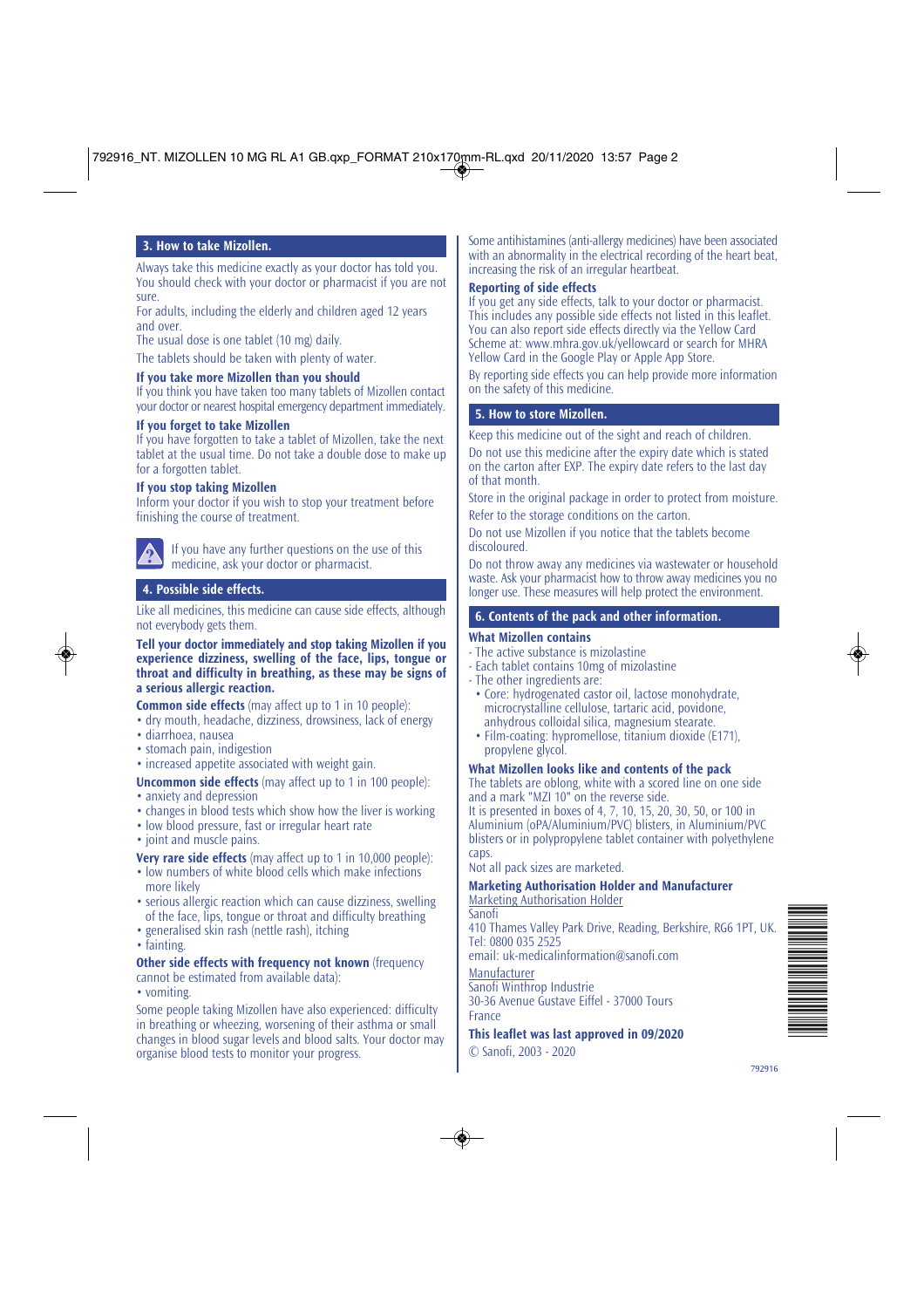## 3. How to take Mizollen.

Always take this medicine exactly as your doctor has told you. You should check with your doctor or pharmacist if you are not sure.

For adults, including the elderly and children aged 12 years and over.

The usual dose is one tablet (10 mg) daily.

The tablets should be taken with plenty of water.

**If you take more Mizollen than you should**

If you think you have taken too many tablets of Mizollen contact your doctor or nearest hospital emergency department immediately.

**If you forget to take Mizollen**

If you have forgotten to take a tablet of Mizollen, take the next tablet at the usual time. Do not take a double dose to make up for a forgotten tablet.

**If you stop taking Mizollen**

Inform your doctor if you wish to stop your treatment before finishing the course of treatment.

If you have any further questions on the use of this medicine, ask your doctor or pharmacist.

## 4. Possible side effects.

Like all medicines, this medicine can cause side effects, although not everybody gets them.

**Tell your doctor immediately and stop taking Mizollen if you experience dizziness, swelling of the face, lips, tongue or throat and difficulty in breathing, as these may be signs of a serious allergic reaction.**

**Common side effects** (may affect up to 1 in 10 people):

- dry mouth, headache, dizziness, drowsiness, lack of energy
- diarrhoea, nausea
- stomach pain, indigestion
- increased appetite associated with weight gain.

**Uncommon side effects** (may affect up to 1 in 100 people):

- anxiety and depression
- changes in blood tests which show how the liver is working
- low blood pressure, fast or irregular heart rate
- joint and muscle pains.

**Very rare side effects** (may affect up to 1 in 10,000 people):

- low numbers of white blood cells which make infections more likely
- serious allergic reaction which can cause dizziness, swelling of the face, lips, tongue or throat and difficulty breathing
- generalised skin rash (nettle rash), itching
- fainting.

**Other side effects with frequency not known** (frequency cannot be estimated from available data):

- vomiting.

Some people taking Mizollen have also experienced: difficulty in breathing or wheezing, worsening of their asthma or small changes in blood sugar levels and blood salts. Your doctor may organise blood tests to monitor your progress.

Some antihistamines (anti-allergy medicines) have been associated with an abnormality in the electrical recording of the heart beat, increasing the risk of an irregular heartbeat.

**Reporting of side effects**

If you get any side effects, talk to your doctor or pharmacist. This includes any possible side effects not listed in this leaflet. You can also report side effects directly via the Yellow Card Scheme at: www.mhra.gov.uk/yellowcard or search for MHRA Yellow Card in the Google Play or Apple App Store.

By reporting side effects you can help provide more information on the safety of this medicine.

## 5. How to store Mizollen.

Keep this medicine out of the sight and reach of children.

Do not use this medicine after the expiry date which is stated on the carton after EXP. The expiry date refers to the last day of that month.

Store in the original package in order to protect from moisture.

Refer to the storage conditions on the carton.

Do not use Mizollen if you notice that the tablets become discoloured.

Do not throw away any medicines via wastewater or household waste. Ask your pharmacist how to throw away medicines you no longer use. These measures will help protect the environment.

## 6. Contents of the pack and other information.

**What Mizollen contains**

- The active substance is mizolastine
- Each tablet contains 10mg of mizolastine
- The other ingredients are:
  - Core: hydrogenated castor oil, lactose monohydrate, microcrystalline cellulose, tartaric acid, povidone, anhydrous colloidal silica, magnesium stearate.
  - Film-coating: hypromellose, titanium dioxide (E171), propylene glycol.

**What Mizollen looks like and contents of the pack**

The tablets are oblong, white with a scored line on one side and a mark "MZI 10" on the reverse side.

It is presented in boxes of 4, 7, 10, 15, 20, 30, 50, or 100 in Aluminium (oPA/Aluminium/PVC) blisters, in Aluminium/PVC blisters or in polypropylene tablet container with polyethylene caps.

Not all pack sizes are marketed.

**Marketing Authorisation Holder and Manufacturer**

Marketing Authorisation Holder

Sanofi

410 Thames Valley Park Drive, Reading, Berkshire, RG6 1PT, UK.

Tel: 0800 035 2525

email: uk-medicalinformation@sanofi.com

Manufacturer

Sanofi Winthrop Industrie

30-36 Avenue Gustave Eiffel - 37000 Tours

France

**This leaflet was last approved in 09/2020**

© Sanofi, 2003 - 2020

792916